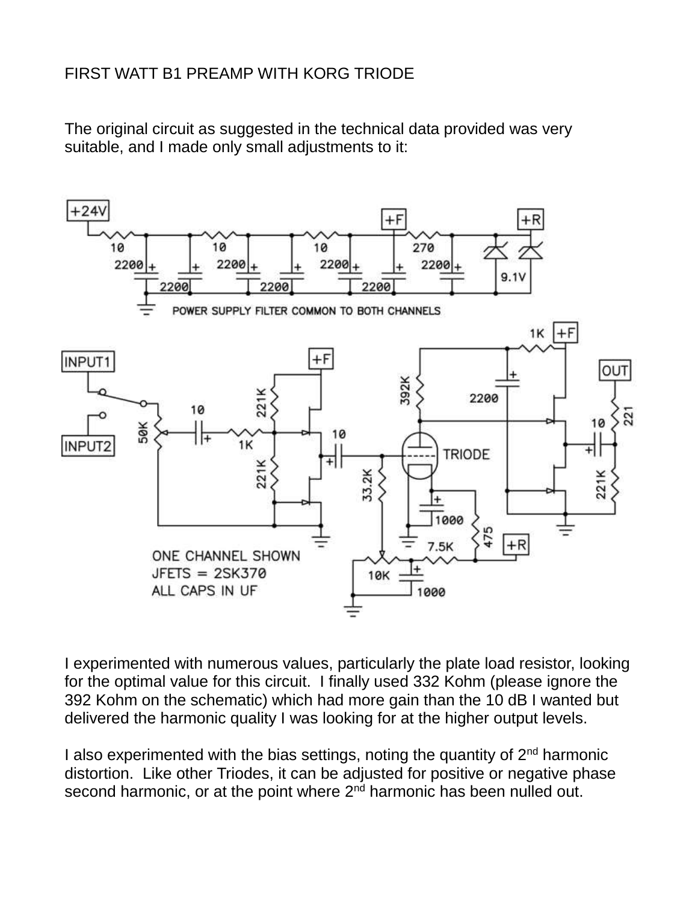FIRST WATT B1 PREAMP WITH KORG TRIODE

The original circuit as suggested in the technical data provided was very suitable, and I made only small adjustments to it:

I experimented with numerous values, particularly the plate load resistor, looking for the optimal value for this circuit. I finally used 332 Kohm (please ignore the 392 Kohm on the schematic) which had more gain than the 10 dB I wanted but delivered the harmonic quality I was looking for at the higher output levels.

I also experimented with the bias settings, noting the quantity of 2nd harmonic distortion. Like other Triodes, it can be adjusted for positive or negative phase second harmonic, or at the point where 2nd harmonic has been nulled out.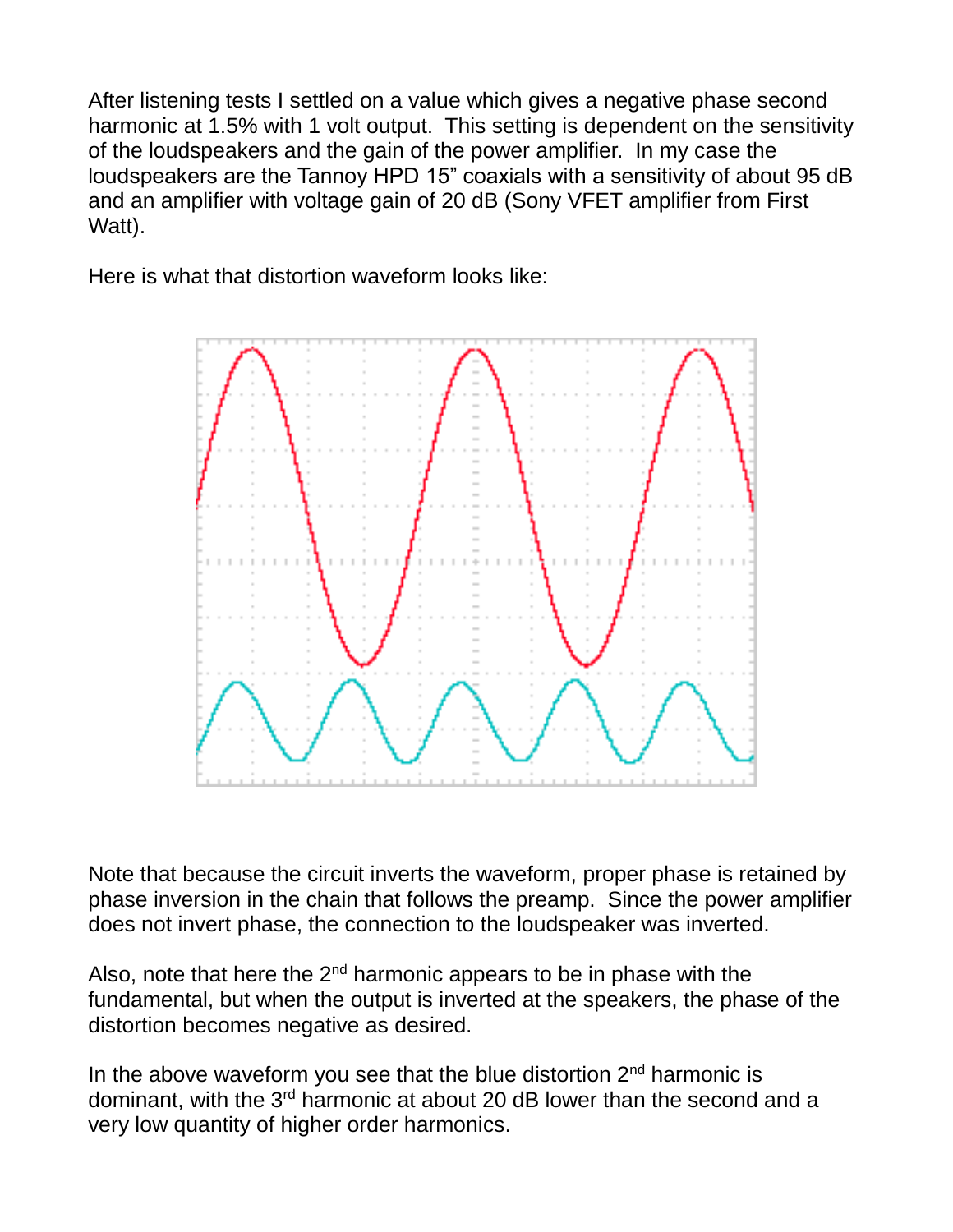After listening tests I settled on a value which gives a negative phase second harmonic at 1.5% with 1 volt output. This setting is dependent on the sensitivity of the loudspeakers and the gain of the power amplifier. In my case the loudspeakers are the Tannoy HPD 15" coaxials with a sensitivity of about 95 dB and an amplifier with voltage gain of 20 dB (Sony VFET amplifier from First Watt).

Here is what that distortion waveform looks like:

Note that because the circuit inverts the waveform, proper phase is retained by phase inversion in the chain that follows the preamp. Since the power amplifier does not invert phase, the connection to the loudspeaker was inverted.

Also, note that here the 2nd harmonic appears to be in phase with the fundamental, but when the output is inverted at the speakers, the phase of the distortion becomes negative as desired.

In the above waveform you see that the blue distortion 2nd harmonic is dominant, with the 3rd harmonic at about 20 dB lower than the second and a very low quantity of higher order harmonics.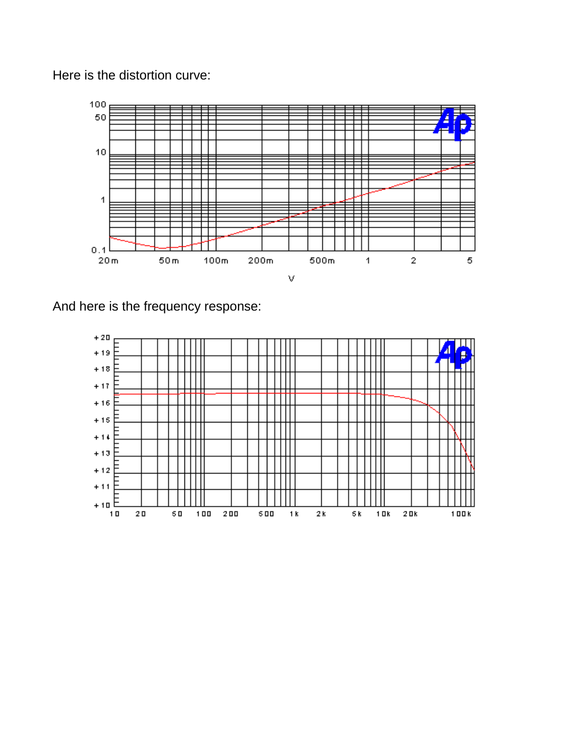Here is the distortion curve:

100
50
10
1
0.1
20m
50m
100m
200m
500m
1
2
5
V

And here is the frequency response:

+20
+19
+18
+17
+16
+15
+14
+13
+12
+11
+10
10
20
50
100
200
500
1k
2k
5k
10k
20k
100k